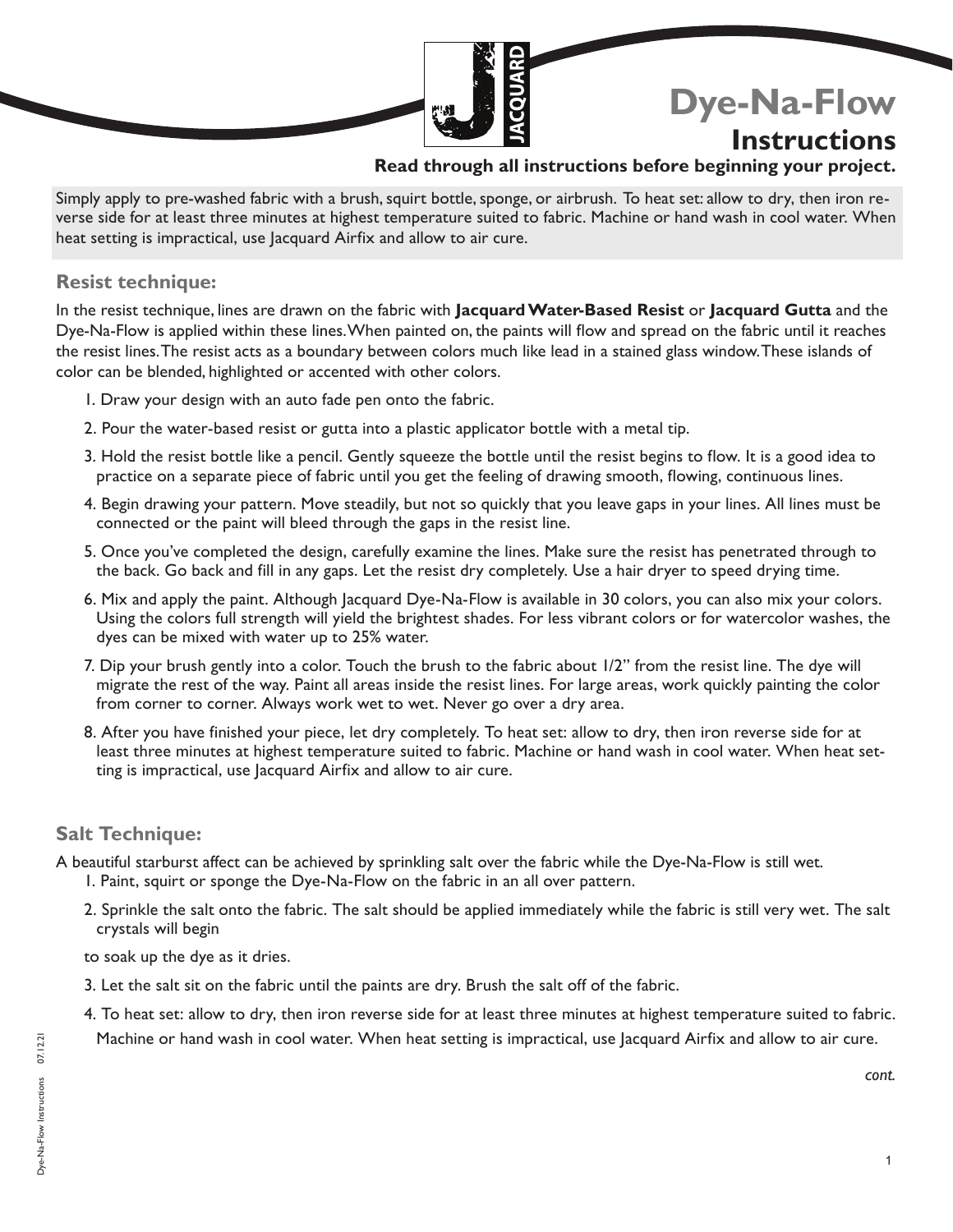# Dye-Na-Flow

## Instructions

**Read through all instructions before beginning your project.**

Simply apply to pre-washed fabric with a brush, squirt bottle, sponge, or airbrush. To heat set: allow to dry, then iron reverse side for at least three minutes at highest temperature suited to fabric. Machine or hand wash in cool water. When heat setting is impractical, use Jacquard Airfix and allow to air cure.

### Resist technique:

In the resist technique, lines are drawn on the fabric with **Jacquard Water-Based Resist** or **Jacquard Gutta** and the Dye-Na-Flow is applied within these lines. When painted on, the paints will flow and spread on the fabric until it reaches the resist lines. The resist acts as a boundary between colors much like lead in a stained glass window. These islands of color can be blended, highlighted or accented with other colors.

1. Draw your design with an auto fade pen onto the fabric.
2. Pour the water-based resist or gutta into a plastic applicator bottle with a metal tip.
3. Hold the resist bottle like a pencil. Gently squeeze the bottle until the resist begins to flow. It is a good idea to practice on a separate piece of fabric until you get the feeling of drawing smooth, flowing, continuous lines.
4. Begin drawing your pattern. Move steadily, but not so quickly that you leave gaps in your lines. All lines must be connected or the paint will bleed through the gaps in the resist line.
5. Once you've completed the design, carefully examine the lines. Make sure the resist has penetrated through to the back. Go back and fill in any gaps. Let the resist dry completely. Use a hair dryer to speed drying time.
6. Mix and apply the paint. Although Jacquard Dye-Na-Flow is available in 30 colors, you can also mix your colors. Using the colors full strength will yield the brightest shades. For less vibrant colors or for watercolor washes, the dyes can be mixed with water up to 25% water.
7. Dip your brush gently into a color. Touch the brush to the fabric about 1/2" from the resist line. The dye will migrate the rest of the way. Paint all areas inside the resist lines. For large areas, work quickly painting the color from corner to corner. Always work wet to wet. Never go over a dry area.
8. After you have finished your piece, let dry completely. To heat set: allow to dry, then iron reverse side for at least three minutes at highest temperature suited to fabric. Machine or hand wash in cool water. When heat setting is impractical, use Jacquard Airfix and allow to air cure.

### Salt Technique:

A beautiful starburst affect can be achieved by sprinkling salt over the fabric while the Dye-Na-Flow is still wet.

1. Paint, squirt or sponge the Dye-Na-Flow on the fabric in an all over pattern.
2. Sprinkle the salt onto the fabric. The salt should be applied immediately while the fabric is still very wet. The salt crystals will begin

   to soak up the dye as it dries.
3. Let the salt sit on the fabric until the paints are dry. Brush the salt off of the fabric.
4. To heat set: allow to dry, then iron reverse side for at least three minutes at highest temperature suited to fabric. Machine or hand wash in cool water. When heat setting is impractical, use Jacquard Airfix and allow to air cure.

*cont.*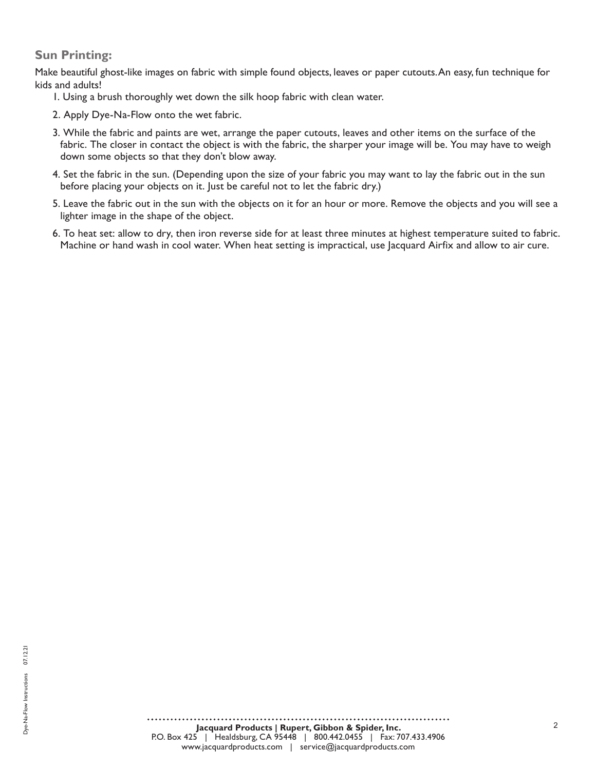## Sun Printing:

Make beautiful ghost-like images on fabric with simple found objects, leaves or paper cutouts. An easy, fun technique for kids and adults!

1. Using a brush thoroughly wet down the silk hoop fabric with clean water.
2. Apply Dye-Na-Flow onto the wet fabric.
3. While the fabric and paints are wet, arrange the paper cutouts, leaves and other items on the surface of the fabric. The closer in contact the object is with the fabric, the sharper your image will be. You may have to weigh down some objects so that they don't blow away.
4. Set the fabric in the sun. (Depending upon the size of your fabric you may want to lay the fabric out in the sun before placing your objects on it. Just be careful not to let the fabric dry.)
5. Leave the fabric out in the sun with the objects on it for an hour or more. Remove the objects and you will see a lighter image in the shape of the object.
6. To heat set: allow to dry, then iron reverse side for at least three minutes at highest temperature suited to fabric. Machine or hand wash in cool water. When heat setting is impractical, use Jacquard Airfix and allow to air cure.